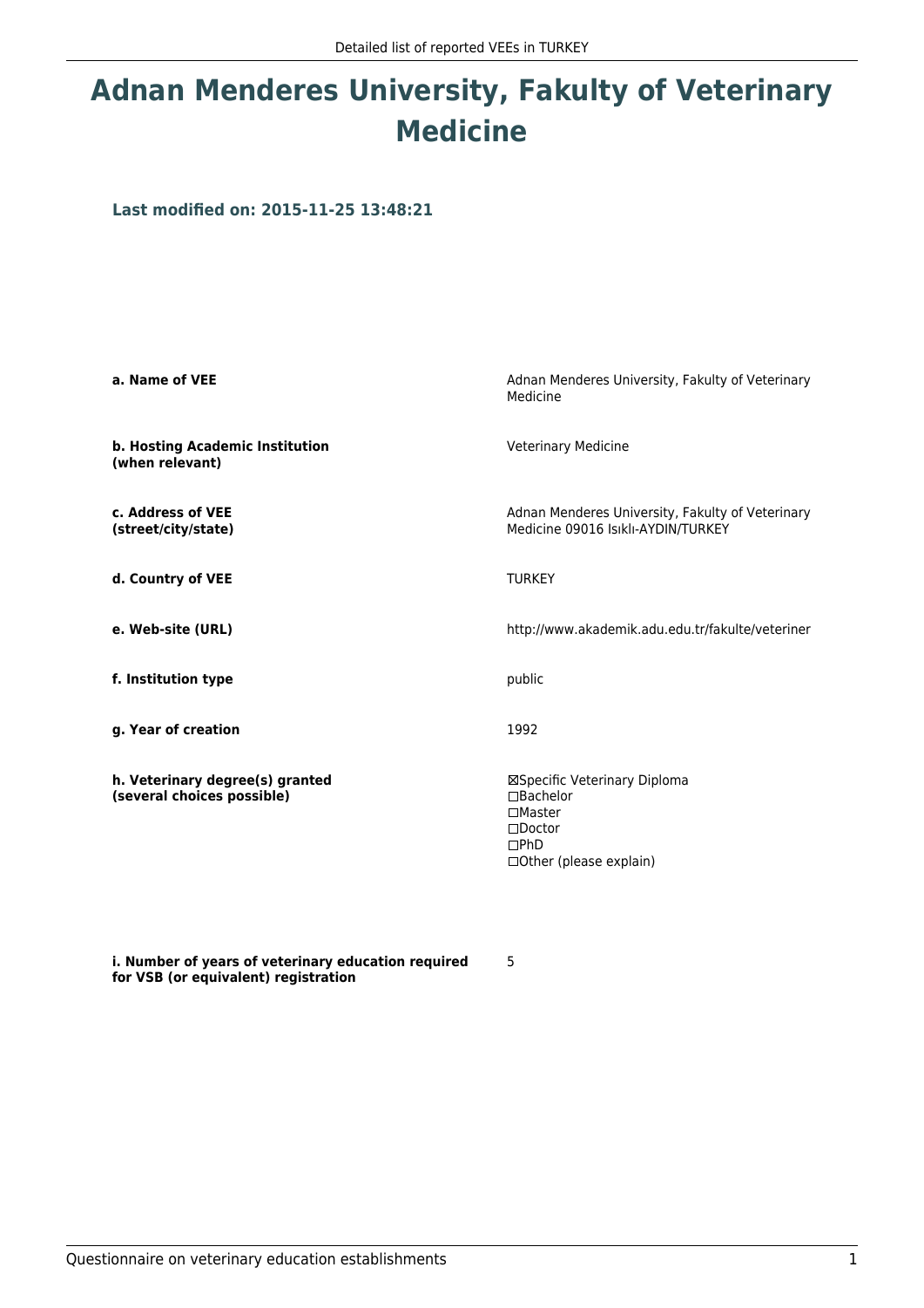# Adnan Menderes University, Fakulty of Veterinary Medicine

### Last modified on: 2015-11-25 13:48:21

| | |
|---|---|
| **a. Name of VEE** | Adnan Menderes University, Fakulty of Veterinary Medicine |
| **b. Hosting Academic Institution (when relevant)** | Veterinary Medicine |
| **c. Address of VEE (street/city/state)** | Adnan Menderes University, Fakulty of Veterinary Medicine 09016 Isıklı-AYDIN/TURKEY |
| **d. Country of VEE** | TURKEY |
| **e. Web-site (URL)** | http://www.akademik.adu.edu.tr/fakulte/veteriner |
| **f. Institution type** | public |
| **g. Year of creation** | 1992 |
| **h. Veterinary degree(s) granted (several choices possible)** | ☒Specific Veterinary Diploma<br>☐Bachelor<br>☐Master<br>☐Doctor<br>☐PhD<br>☐Other (please explain) |
| **i. Number of years of veterinary education required for VSB (or equivalent) registration** | 5 |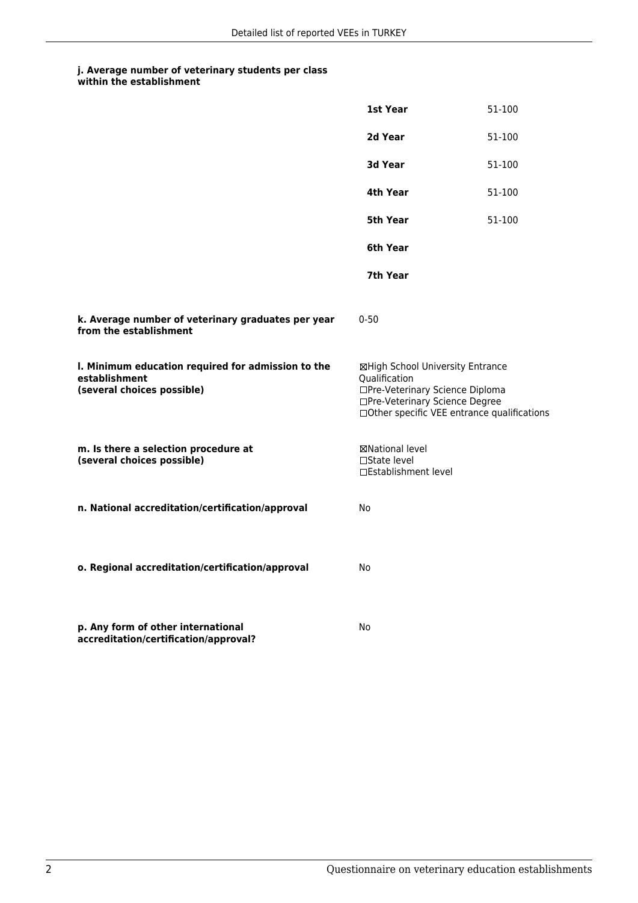**j. Average number of veterinary students per class within the establishment**

| | |
|---|---|
| **1st Year** | 51-100 |
| **2d Year** | 51-100 |
| **3d Year** | 51-100 |
| **4th Year** | 51-100 |
| **5th Year** | 51-100 |
| **6th Year** | |
| **7th Year** | |

**k. Average number of veterinary graduates per year from the establishment**

0-50

**l. Minimum education required for admission to the establishment (several choices possible)**

☒High School University Entrance Qualification
☐Pre-Veterinary Science Diploma
☐Pre-Veterinary Science Degree
☐Other specific VEE entrance qualifications

**m. Is there a selection procedure at (several choices possible)**

☒National level
☐State level
☐Establishment level

**n. National accreditation/certification/approval**

No

**o. Regional accreditation/certification/approval**

No

**p. Any form of other international accreditation/certification/approval?**

No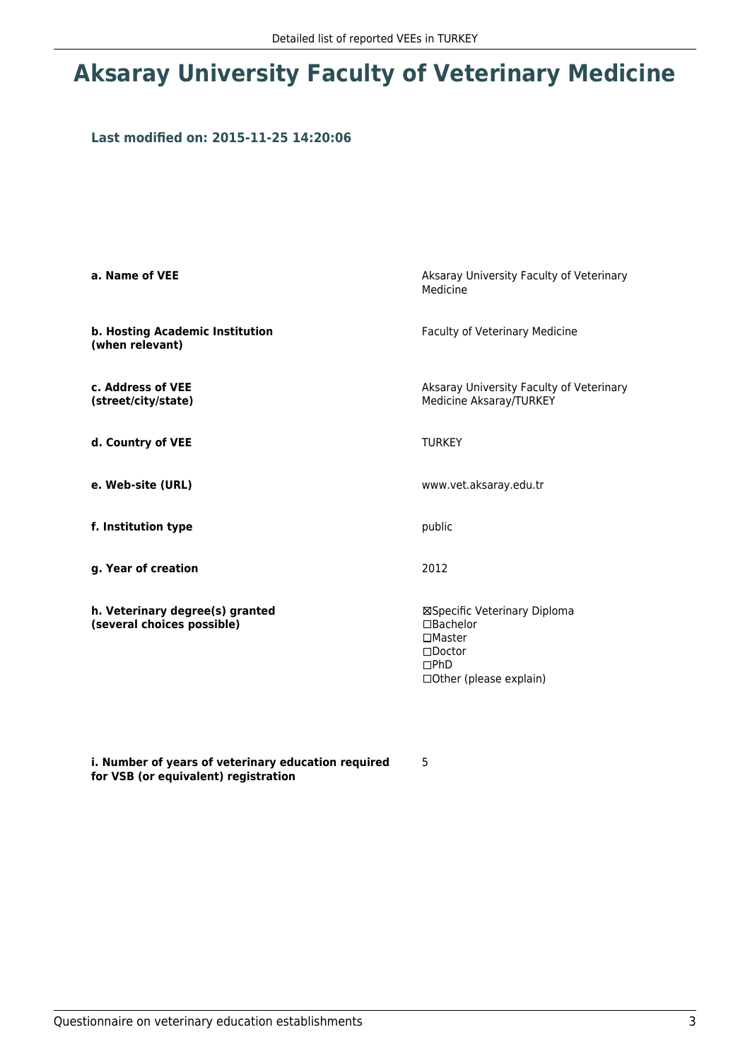# Aksaray University Faculty of Veterinary Medicine

### Last modified on: 2015-11-25 14:20:06

| | |
|---|---|
| **a. Name of VEE** | Aksaray University Faculty of Veterinary Medicine |
| **b. Hosting Academic Institution (when relevant)** | Faculty of Veterinary Medicine |
| **c. Address of VEE (street/city/state)** | Aksaray University Faculty of Veterinary Medicine Aksaray/TURKEY |
| **d. Country of VEE** | TURKEY |
| **e. Web-site (URL)** | www.vet.aksaray.edu.tr |
| **f. Institution type** | public |
| **g. Year of creation** | 2012 |
| **h. Veterinary degree(s) granted (several choices possible)** | ☒Specific Veterinary Diploma<br>☐Bachelor<br>☐Master<br>☐Doctor<br>☐PhD<br>☐Other (please explain) |
| **i. Number of years of veterinary education required for VSB (or equivalent) registration** | 5 |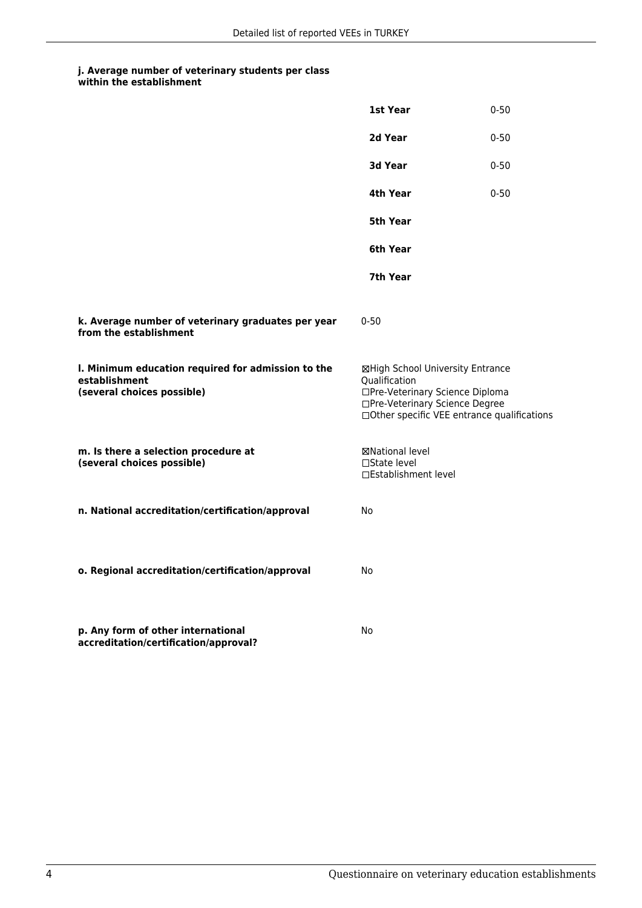**j. Average number of veterinary students per class within the establishment**

| | |
|---|---|
| **1st Year** | 0-50 |
| **2d Year** | 0-50 |
| **3d Year** | 0-50 |
| **4th Year** | 0-50 |
| **5th Year** | |
| **6th Year** | |
| **7th Year** | |

**k. Average number of veterinary graduates per year from the establishment**

0-50

**l. Minimum education required for admission to the establishment (several choices possible)**

☒High School University Entrance Qualification
☐Pre-Veterinary Science Diploma
☐Pre-Veterinary Science Degree
☐Other specific VEE entrance qualifications

**m. Is there a selection procedure at (several choices possible)**

☒National level
☐State level
☐Establishment level

**n. National accreditation/certification/approval**

No

**o. Regional accreditation/certification/approval**

No

**p. Any form of other international accreditation/certification/approval?**

No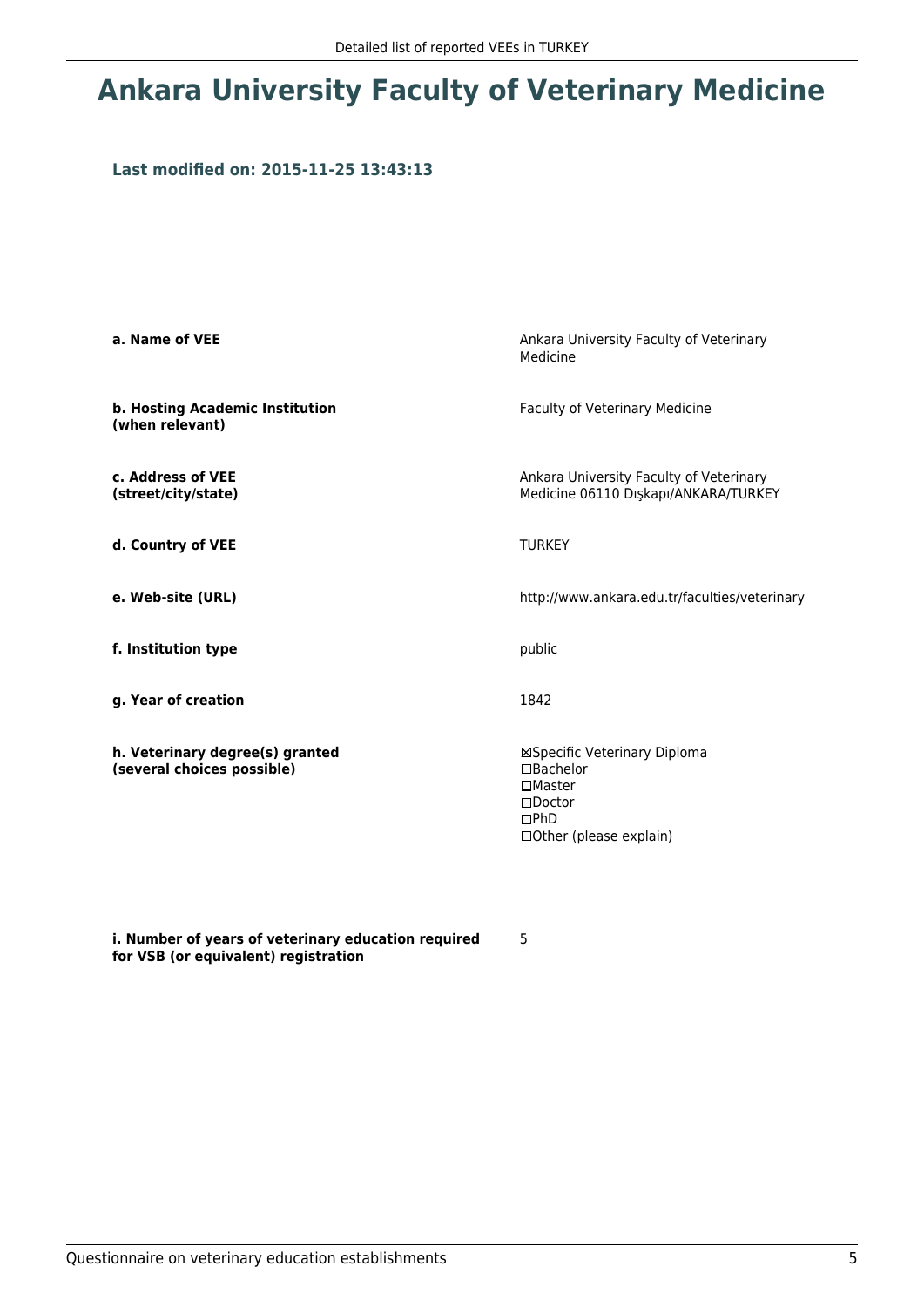# Ankara University Faculty of Veterinary Medicine

**Last modified on: 2015-11-25 13:43:13**

| | |
|---|---|
| **a. Name of VEE** | Ankara University Faculty of Veterinary Medicine |
| **b. Hosting Academic Institution (when relevant)** | Faculty of Veterinary Medicine |
| **c. Address of VEE (street/city/state)** | Ankara University Faculty of Veterinary Medicine 06110 Dışkapı/ANKARA/TURKEY |
| **d. Country of VEE** | TURKEY |
| **e. Web-site (URL)** | http://www.ankara.edu.tr/faculties/veterinary |
| **f. Institution type** | public |
| **g. Year of creation** | 1842 |
| **h. Veterinary degree(s) granted (several choices possible)** | ☒Specific Veterinary Diploma<br>☐Bachelor<br>☐Master<br>☐Doctor<br>☐PhD<br>☐Other (please explain) |
| **i. Number of years of veterinary education required for VSB (or equivalent) registration** | 5 |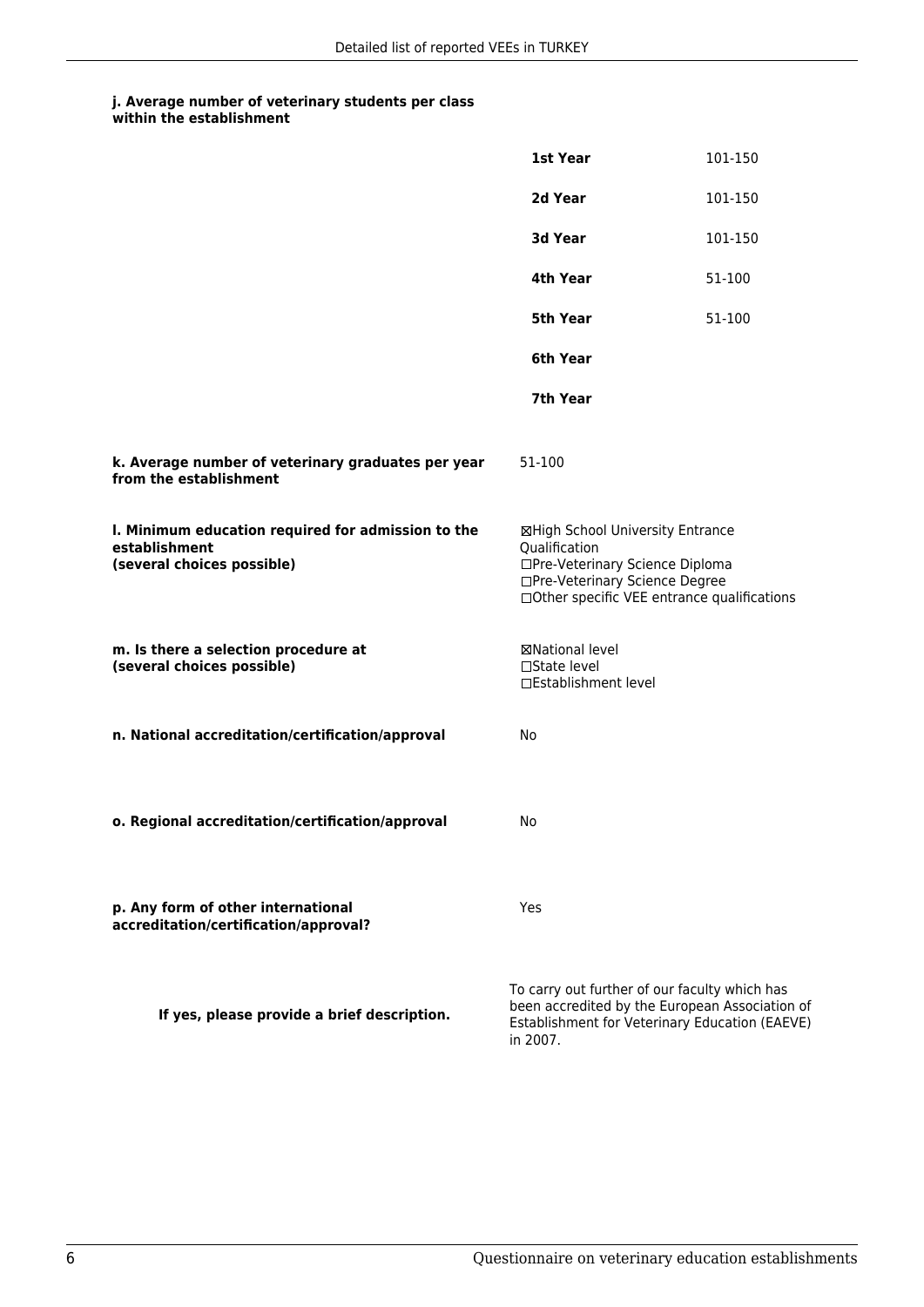**j. Average number of veterinary students per class within the establishment**

| | |
|---|---|
| **1st Year** | 101-150 |
| **2d Year** | 101-150 |
| **3d Year** | 101-150 |
| **4th Year** | 51-100 |
| **5th Year** | 51-100 |
| **6th Year** | |
| **7th Year** | |

**k. Average number of veterinary graduates per year from the establishment**

51-100

**l. Minimum education required for admission to the establishment (several choices possible)**

☒High School University Entrance Qualification
☐Pre-Veterinary Science Diploma
☐Pre-Veterinary Science Degree
☐Other specific VEE entrance qualifications

**m. Is there a selection procedure at (several choices possible)**

☒National level
☐State level
☐Establishment level

**n. National accreditation/certification/approval**

No

**o. Regional accreditation/certification/approval**

No

**p. Any form of other international accreditation/certification/approval?**

Yes

**If yes, please provide a brief description.**

To carry out further of our faculty which has been accredited by the European Association of Establishment for Veterinary Education (EAEVE) in 2007.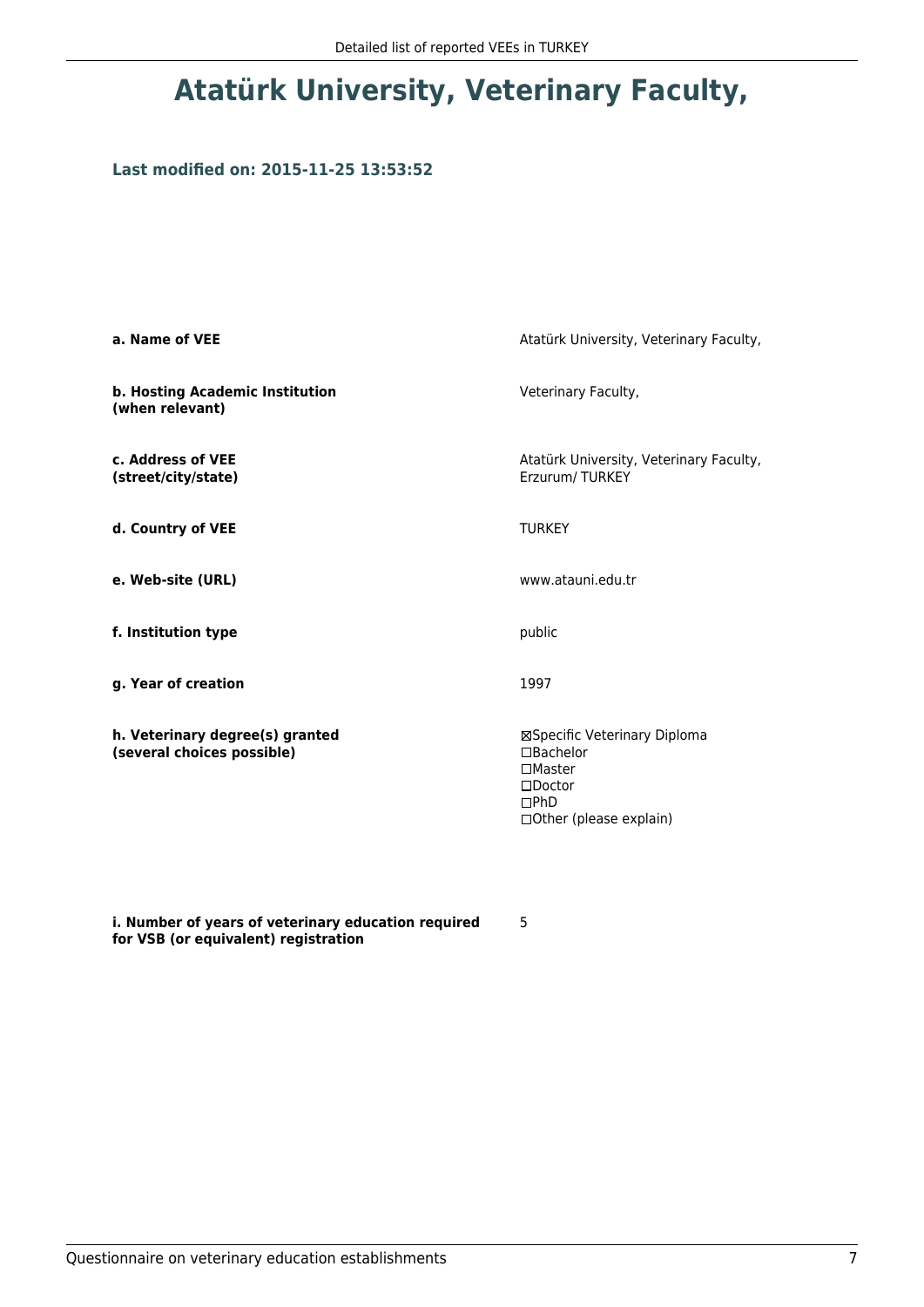# Atatürk University, Veterinary Faculty,

### Last modified on: 2015-11-25 13:53:52

| | |
|---|---|
| **a. Name of VEE** | Atatürk University, Veterinary Faculty, |
| **b. Hosting Academic Institution (when relevant)** | Veterinary Faculty, |
| **c. Address of VEE (street/city/state)** | Atatürk University, Veterinary Faculty, Erzurum/ TURKEY |
| **d. Country of VEE** | TURKEY |
| **e. Web-site (URL)** | www.atauni.edu.tr |
| **f. Institution type** | public |
| **g. Year of creation** | 1997 |
| **h. Veterinary degree(s) granted (several choices possible)** | ☒Specific Veterinary Diploma<br>☐Bachelor<br>☐Master<br>☐Doctor<br>☐PhD<br>☐Other (please explain) |
| **i. Number of years of veterinary education required for VSB (or equivalent) registration** | 5 |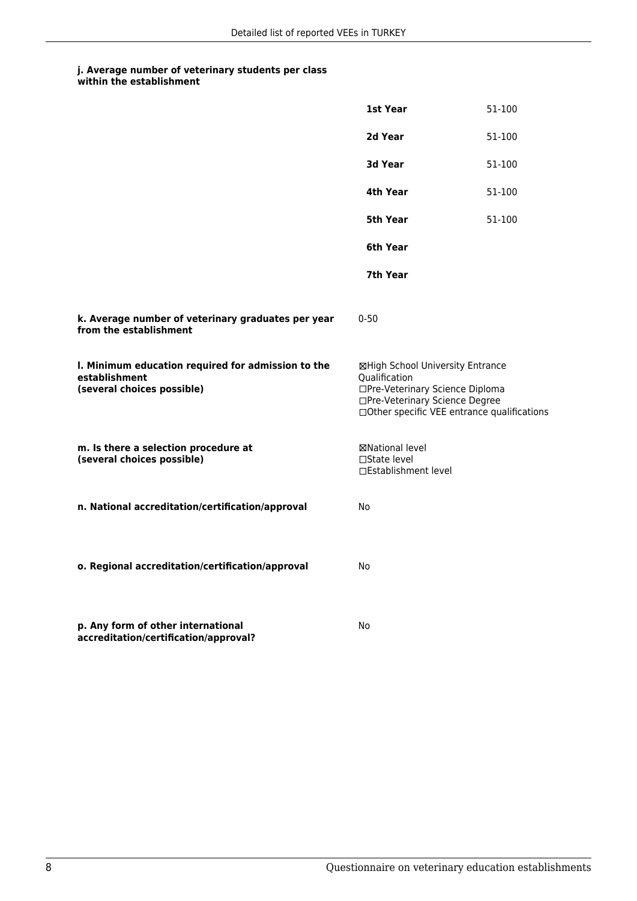**j. Average number of veterinary students per class within the establishment**

| | |
|---|---|
| **1st Year** | 51-100 |
| **2d Year** | 51-100 |
| **3d Year** | 51-100 |
| **4th Year** | 51-100 |
| **5th Year** | 51-100 |
| **6th Year** | |
| **7th Year** | |

**k. Average number of veterinary graduates per year from the establishment**

0-50

**l. Minimum education required for admission to the establishment (several choices possible)**

☒High School University Entrance Qualification
☐Pre-Veterinary Science Diploma
☐Pre-Veterinary Science Degree
☐Other specific VEE entrance qualifications

**m. Is there a selection procedure at (several choices possible)**

☒National level
☐State level
☐Establishment level

**n. National accreditation/certification/approval**

No

**o. Regional accreditation/certification/approval**

No

**p. Any form of other international accreditation/certification/approval?**

No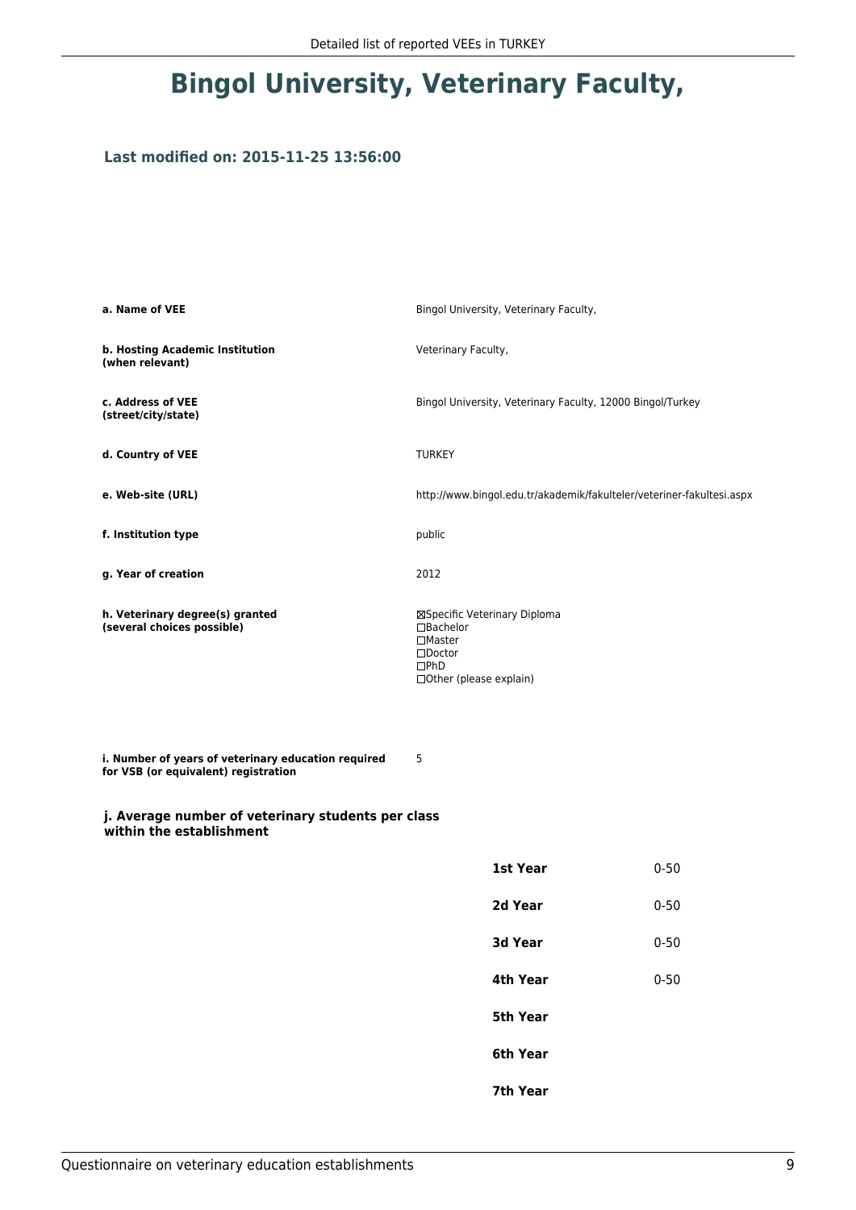# Bingol University, Veterinary Faculty,

**Last modified on: 2015-11-25 13:56:00**

| | |
|---|---|
| **a. Name of VEE** | Bingol University, Veterinary Faculty, |
| **b. Hosting Academic Institution (when relevant)** | Veterinary Faculty, |
| **c. Address of VEE (street/city/state)** | Bingol University, Veterinary Faculty, 12000 Bingol/Turkey |
| **d. Country of VEE** | TURKEY |
| **e. Web-site (URL)** | http://www.bingol.edu.tr/akademik/fakulteler/veteriner-fakultesi.aspx |
| **f. Institution type** | public |
| **g. Year of creation** | 2012 |
| **h. Veterinary degree(s) granted (several choices possible)** | ☒Specific Veterinary Diploma<br>☐Bachelor<br>☐Master<br>☐Doctor<br>☐PhD<br>☐Other (please explain) |
| **i. Number of years of veterinary education required for VSB (or equivalent) registration** | 5 |

**j. Average number of veterinary students per class within the establishment**

| | |
|---|---|
| **1st Year** | 0-50 |
| **2d Year** | 0-50 |
| **3d Year** | 0-50 |
| **4th Year** | 0-50 |
| **5th Year** | |
| **6th Year** | |
| **7th Year** | |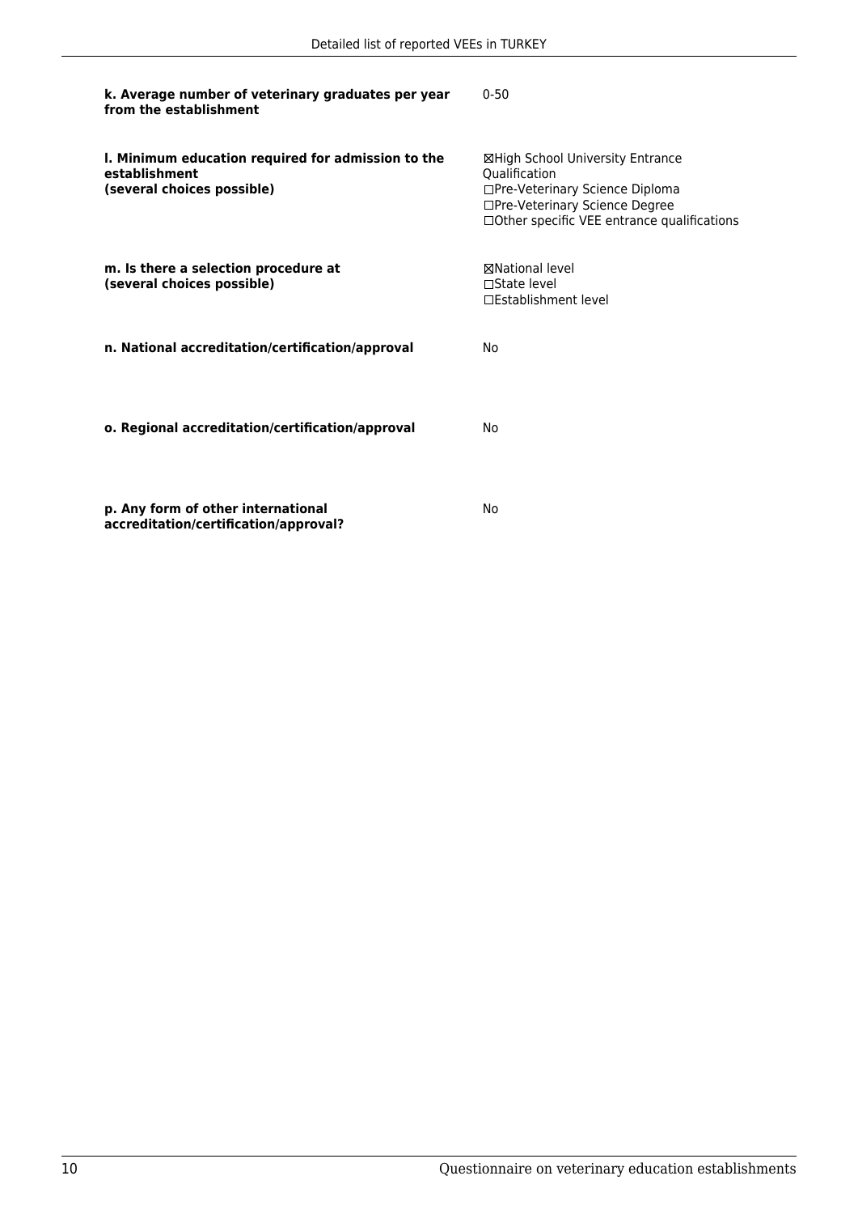| | |
|---|---|
| **k. Average number of veterinary graduates per year from the establishment** | 0-50 |
| **l. Minimum education required for admission to the establishment (several choices possible)** | ☒High School University Entrance Qualification<br>☐Pre-Veterinary Science Diploma<br>☐Pre-Veterinary Science Degree<br>☐Other specific VEE entrance qualifications |
| **m. Is there a selection procedure at (several choices possible)** | ☒National level<br>☐State level<br>☐Establishment level |
| **n. National accreditation/certification/approval** | No |
| **o. Regional accreditation/certification/approval** | No |
| **p. Any form of other international accreditation/certification/approval?** | No |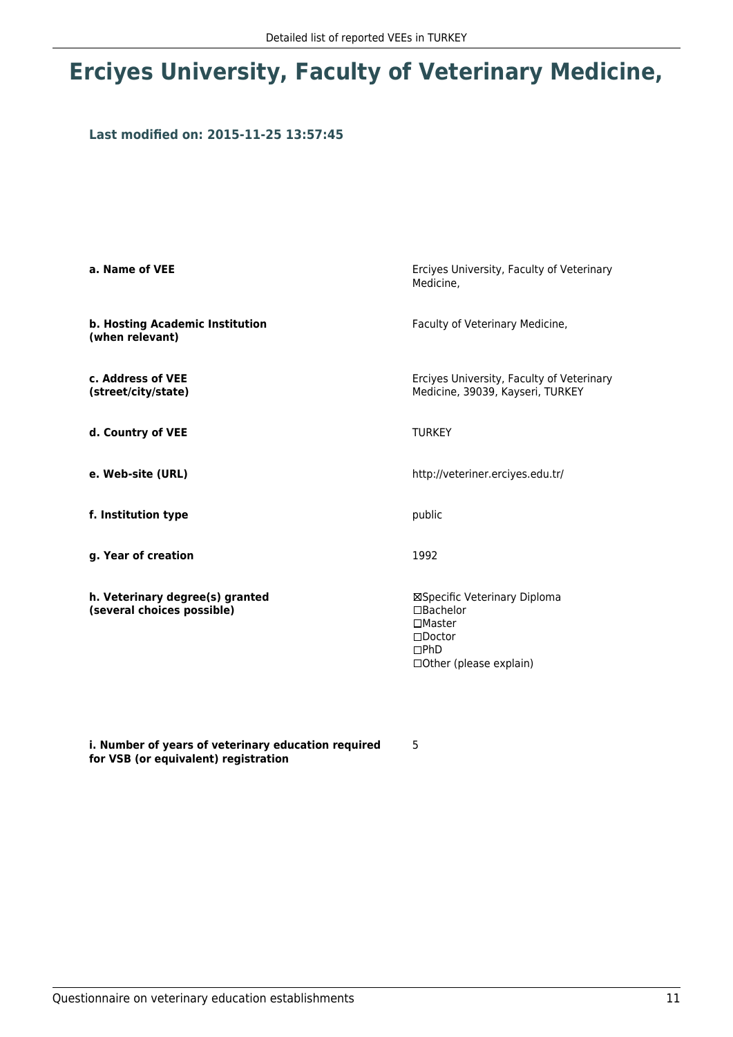# Erciyes University, Faculty of Veterinary Medicine,

### Last modified on: 2015-11-25 13:57:45

| | |
|---|---|
| **a. Name of VEE** | Erciyes University, Faculty of Veterinary Medicine, |
| **b. Hosting Academic Institution (when relevant)** | Faculty of Veterinary Medicine, |
| **c. Address of VEE (street/city/state)** | Erciyes University, Faculty of Veterinary Medicine, 39039, Kayseri, TURKEY |
| **d. Country of VEE** | TURKEY |
| **e. Web-site (URL)** | http://veteriner.erciyes.edu.tr/ |
| **f. Institution type** | public |
| **g. Year of creation** | 1992 |
| **h. Veterinary degree(s) granted (several choices possible)** | ☒Specific Veterinary Diploma<br>☐Bachelor<br>☐Master<br>☐Doctor<br>☐PhD<br>☐Other (please explain) |
| **i. Number of years of veterinary education required for VSB (or equivalent) registration** | 5 |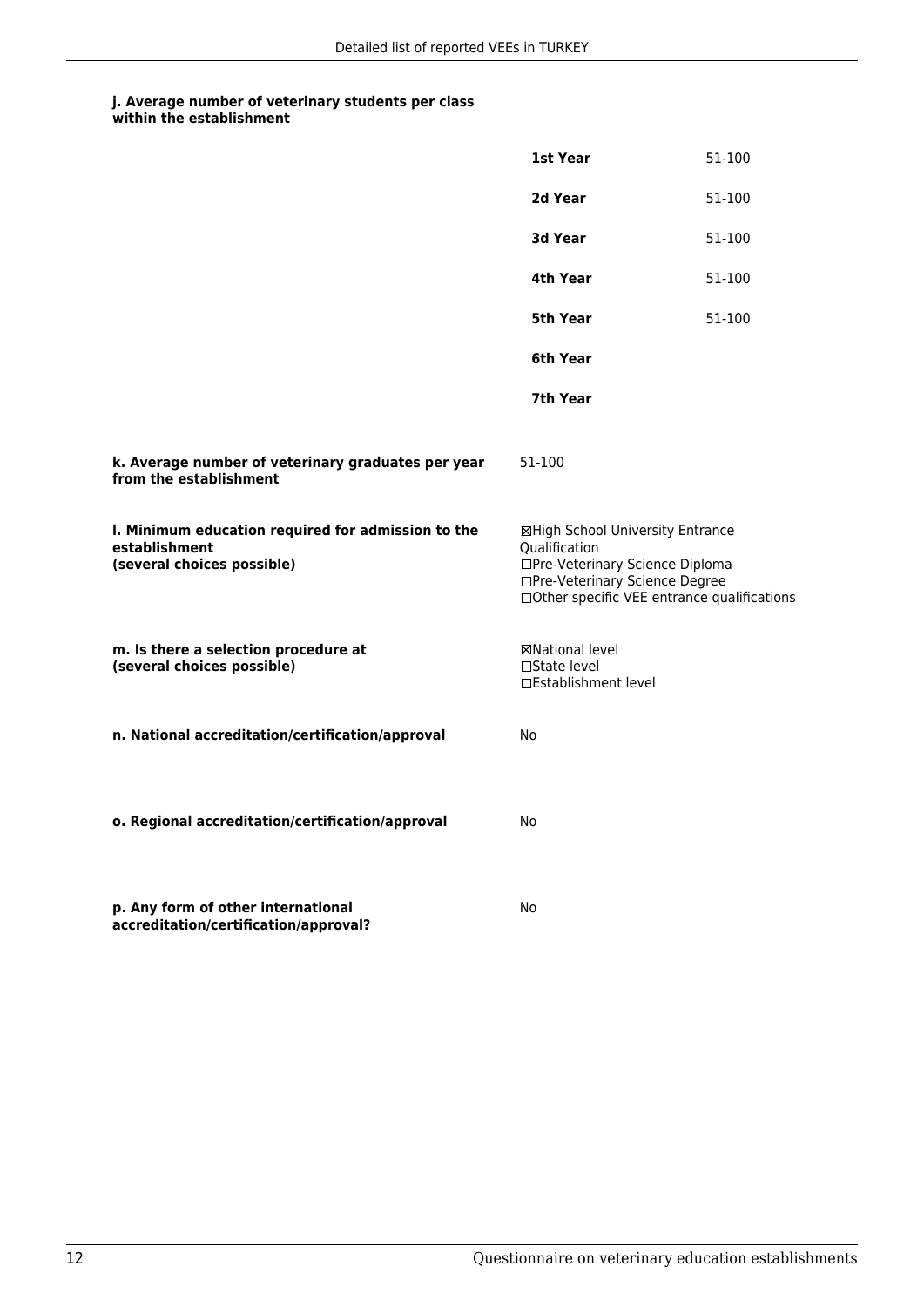**j. Average number of veterinary students per class within the establishment**

| | |
|---|---|
| **1st Year** | 51-100 |
| **2d Year** | 51-100 |
| **3d Year** | 51-100 |
| **4th Year** | 51-100 |
| **5th Year** | 51-100 |
| **6th Year** | |
| **7th Year** | |

**k. Average number of veterinary graduates per year from the establishment**

51-100

**l. Minimum education required for admission to the establishment (several choices possible)**

☒High School University Entrance Qualification
☐Pre-Veterinary Science Diploma
☐Pre-Veterinary Science Degree
☐Other specific VEE entrance qualifications

**m. Is there a selection procedure at (several choices possible)**

☒National level
☐State level
☐Establishment level

**n. National accreditation/certification/approval**

No

**o. Regional accreditation/certification/approval**

No

**p. Any form of other international accreditation/certification/approval?**

No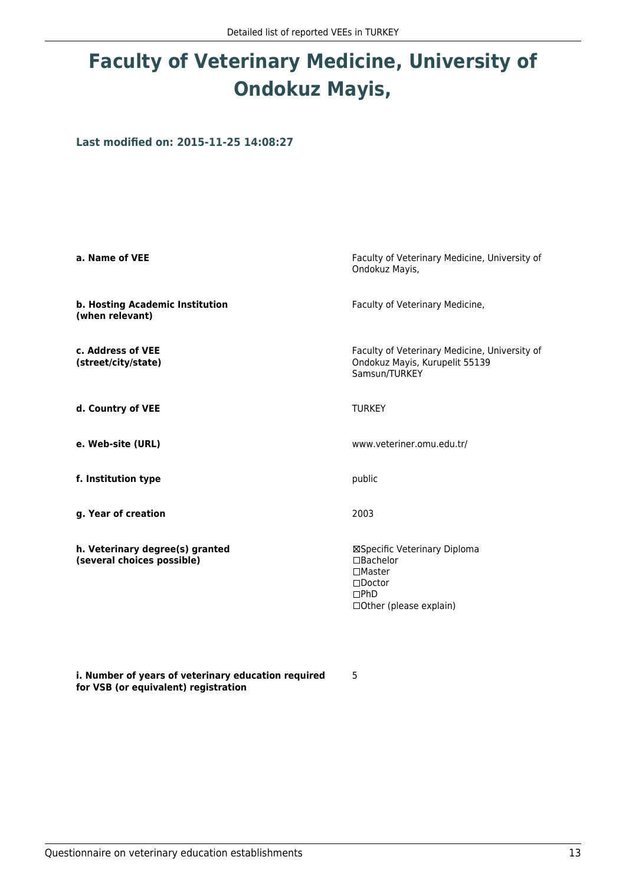# Faculty of Veterinary Medicine, University of Ondokuz Mayis,

**Last modified on: 2015-11-25 14:08:27**

| | |
|---|---|
| **a. Name of VEE** | Faculty of Veterinary Medicine, University of Ondokuz Mayis, |
| **b. Hosting Academic Institution (when relevant)** | Faculty of Veterinary Medicine, |
| **c. Address of VEE (street/city/state)** | Faculty of Veterinary Medicine, University of Ondokuz Mayis, Kurupelit 55139 Samsun/TURKEY |
| **d. Country of VEE** | TURKEY |
| **e. Web-site (URL)** | www.veteriner.omu.edu.tr/ |
| **f. Institution type** | public |
| **g. Year of creation** | 2003 |
| **h. Veterinary degree(s) granted (several choices possible)** | ☒Specific Veterinary Diploma<br>☐Bachelor<br>☐Master<br>☐Doctor<br>☐PhD<br>☐Other (please explain) |
| **i. Number of years of veterinary education required for VSB (or equivalent) registration** | 5 |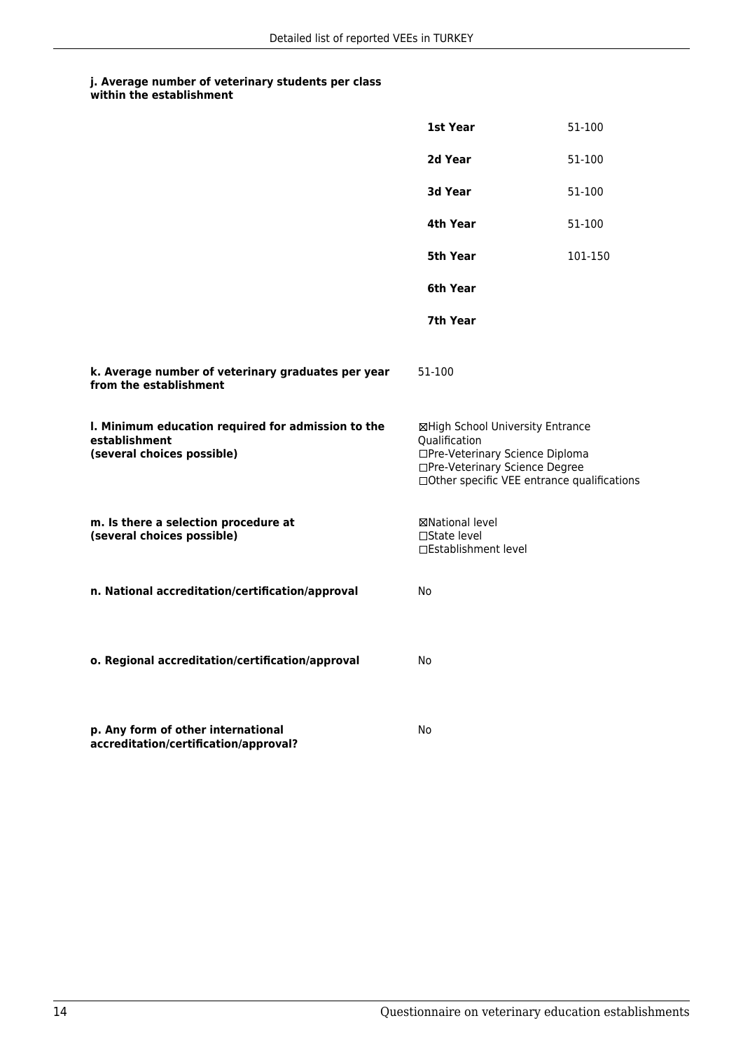**j. Average number of veterinary students per class within the establishment**

| | |
|---|---|
| **1st Year** | 51-100 |
| **2d Year** | 51-100 |
| **3d Year** | 51-100 |
| **4th Year** | 51-100 |
| **5th Year** | 101-150 |
| **6th Year** | |
| **7th Year** | |

**k. Average number of veterinary graduates per year from the establishment**

51-100

**l. Minimum education required for admission to the establishment (several choices possible)**

☒High School University Entrance Qualification
☐Pre-Veterinary Science Diploma
☐Pre-Veterinary Science Degree
☐Other specific VEE entrance qualifications

**m. Is there a selection procedure at (several choices possible)**

☒National level
☐State level
☐Establishment level

**n. National accreditation/certification/approval**

No

**o. Regional accreditation/certification/approval**

No

**p. Any form of other international accreditation/certification/approval?**

No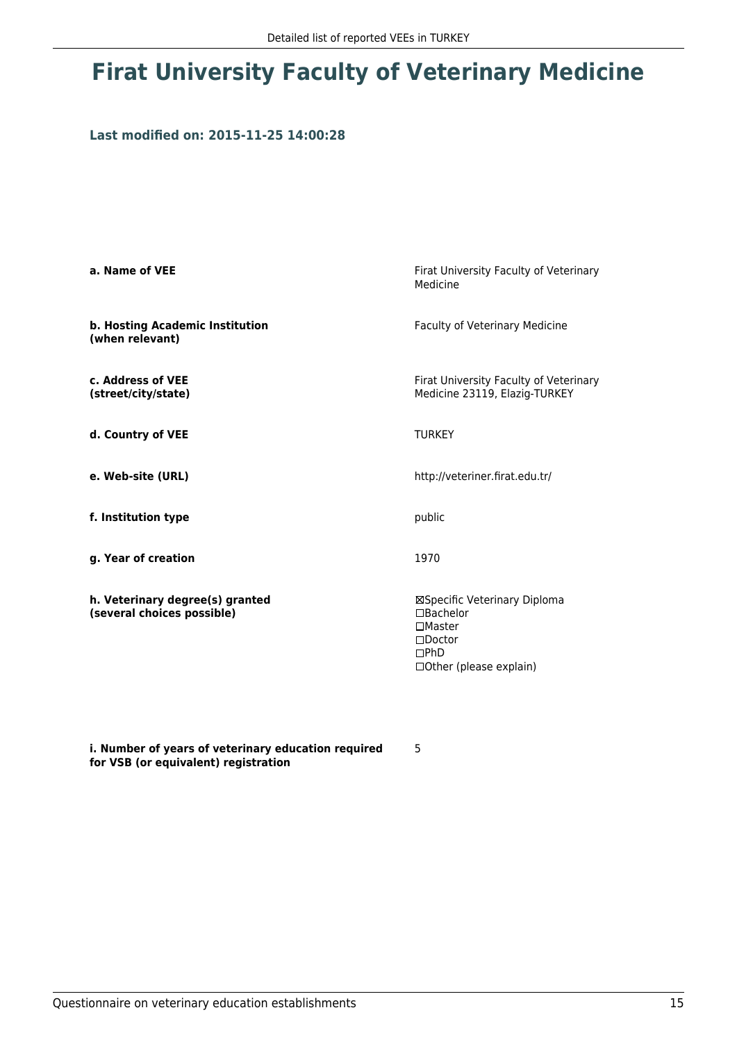# Firat University Faculty of Veterinary Medicine

### Last modified on: 2015-11-25 14:00:28

| | |
|---|---|
| **a. Name of VEE** | Firat University Faculty of Veterinary Medicine |
| **b. Hosting Academic Institution (when relevant)** | Faculty of Veterinary Medicine |
| **c. Address of VEE (street/city/state)** | Firat University Faculty of Veterinary Medicine 23119, Elazig-TURKEY |
| **d. Country of VEE** | TURKEY |
| **e. Web-site (URL)** | http://veteriner.firat.edu.tr/ |
| **f. Institution type** | public |
| **g. Year of creation** | 1970 |
| **h. Veterinary degree(s) granted (several choices possible)** | ☒Specific Veterinary Diploma<br>☐Bachelor<br>☐Master<br>☐Doctor<br>☐PhD<br>☐Other (please explain) |
| **i. Number of years of veterinary education required for VSB (or equivalent) registration** | 5 |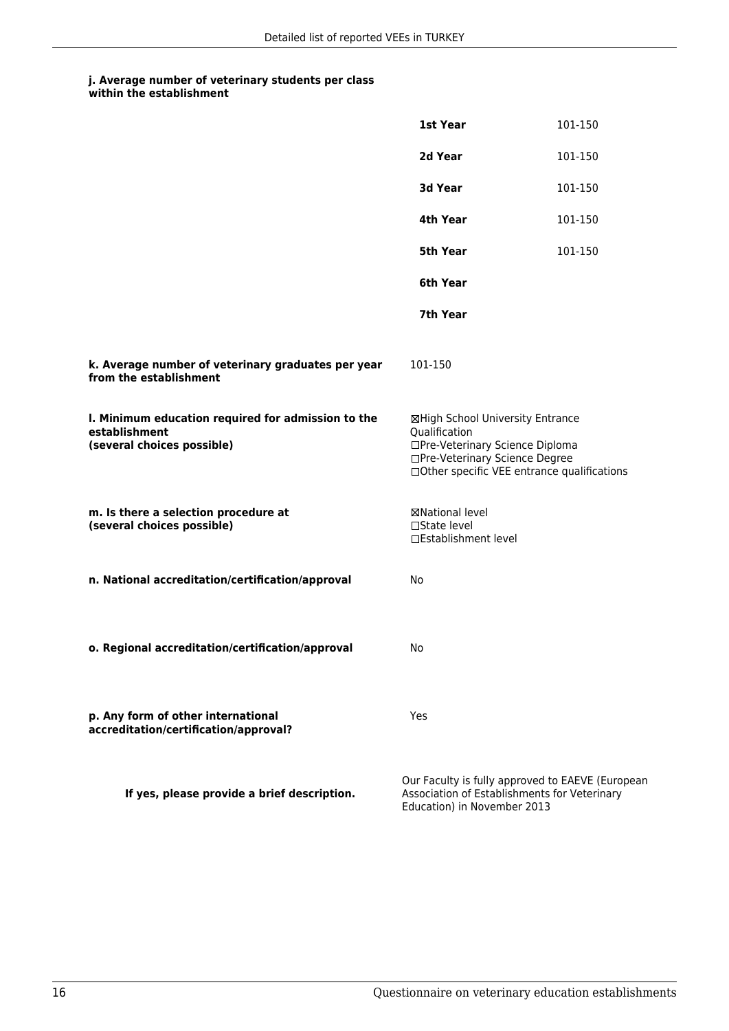**j. Average number of veterinary students per class within the establishment**

| | |
|---|---|
| **1st Year** | 101-150 |
| **2d Year** | 101-150 |
| **3d Year** | 101-150 |
| **4th Year** | 101-150 |
| **5th Year** | 101-150 |
| **6th Year** | |
| **7th Year** | |

**k. Average number of veterinary graduates per year from the establishment**

101-150

**l. Minimum education required for admission to the establishment (several choices possible)**

☒High School University Entrance Qualification
☐Pre-Veterinary Science Diploma
☐Pre-Veterinary Science Degree
☐Other specific VEE entrance qualifications

**m. Is there a selection procedure at (several choices possible)**

☒National level
☐State level
☐Establishment level

**n. National accreditation/certification/approval**

No

**o. Regional accreditation/certification/approval**

No

**p. Any form of other international accreditation/certification/approval?**

Yes

**If yes, please provide a brief description.**

Our Faculty is fully approved to EAEVE (European Association of Establishments for Veterinary Education) in November 2013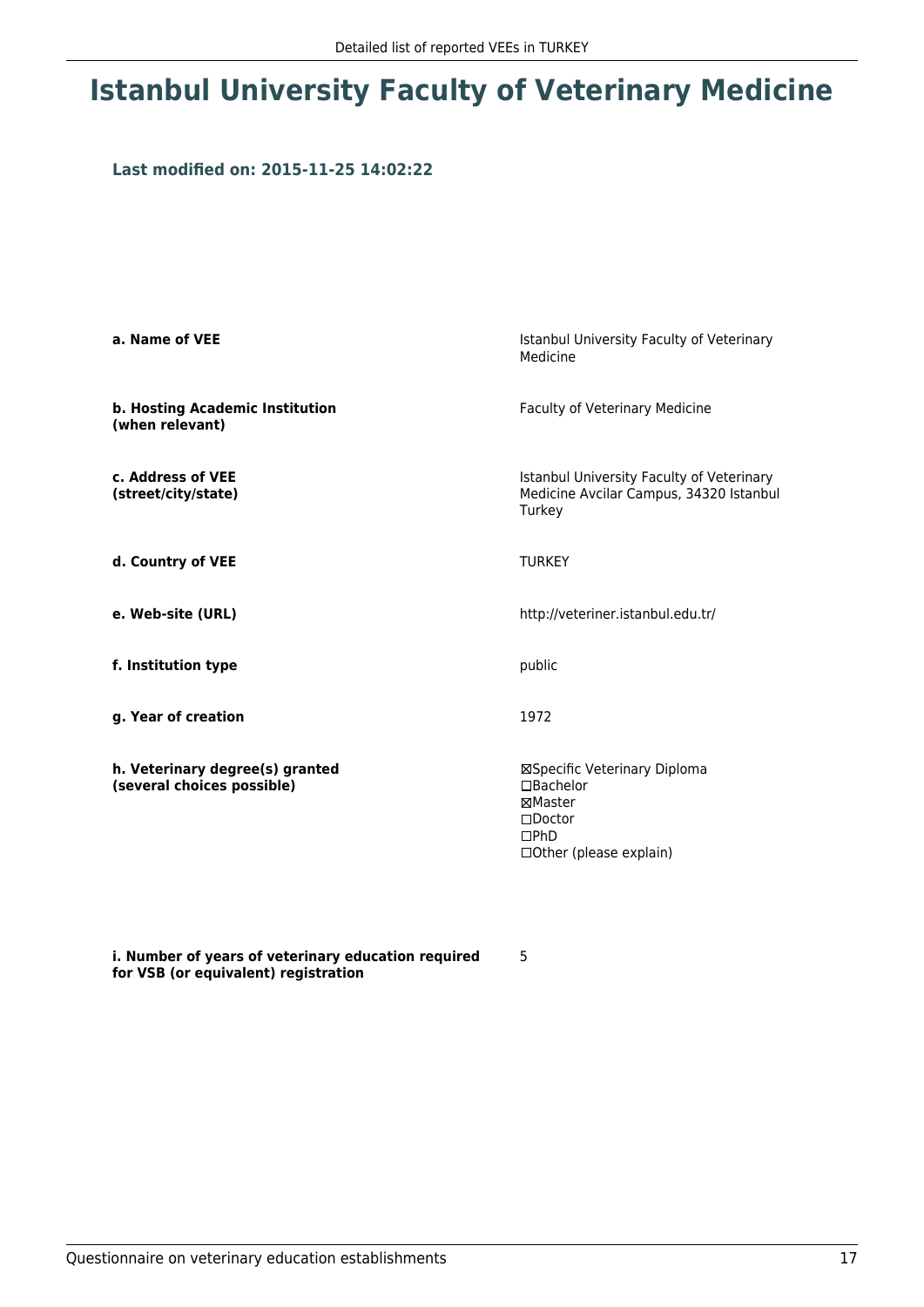# Istanbul University Faculty of Veterinary Medicine

**Last modified on: 2015-11-25 14:02:22**

| | |
|---|---|
| **a. Name of VEE** | Istanbul University Faculty of Veterinary Medicine |
| **b. Hosting Academic Institution (when relevant)** | Faculty of Veterinary Medicine |
| **c. Address of VEE (street/city/state)** | Istanbul University Faculty of Veterinary Medicine Avcilar Campus, 34320 Istanbul Turkey |
| **d. Country of VEE** | TURKEY |
| **e. Web-site (URL)** | http://veteriner.istanbul.edu.tr/ |
| **f. Institution type** | public |
| **g. Year of creation** | 1972 |
| **h. Veterinary degree(s) granted (several choices possible)** | ☒Specific Veterinary Diploma<br>☐Bachelor<br>☒Master<br>☐Doctor<br>☐PhD<br>☐Other (please explain) |
| **i. Number of years of veterinary education required for VSB (or equivalent) registration** | 5 |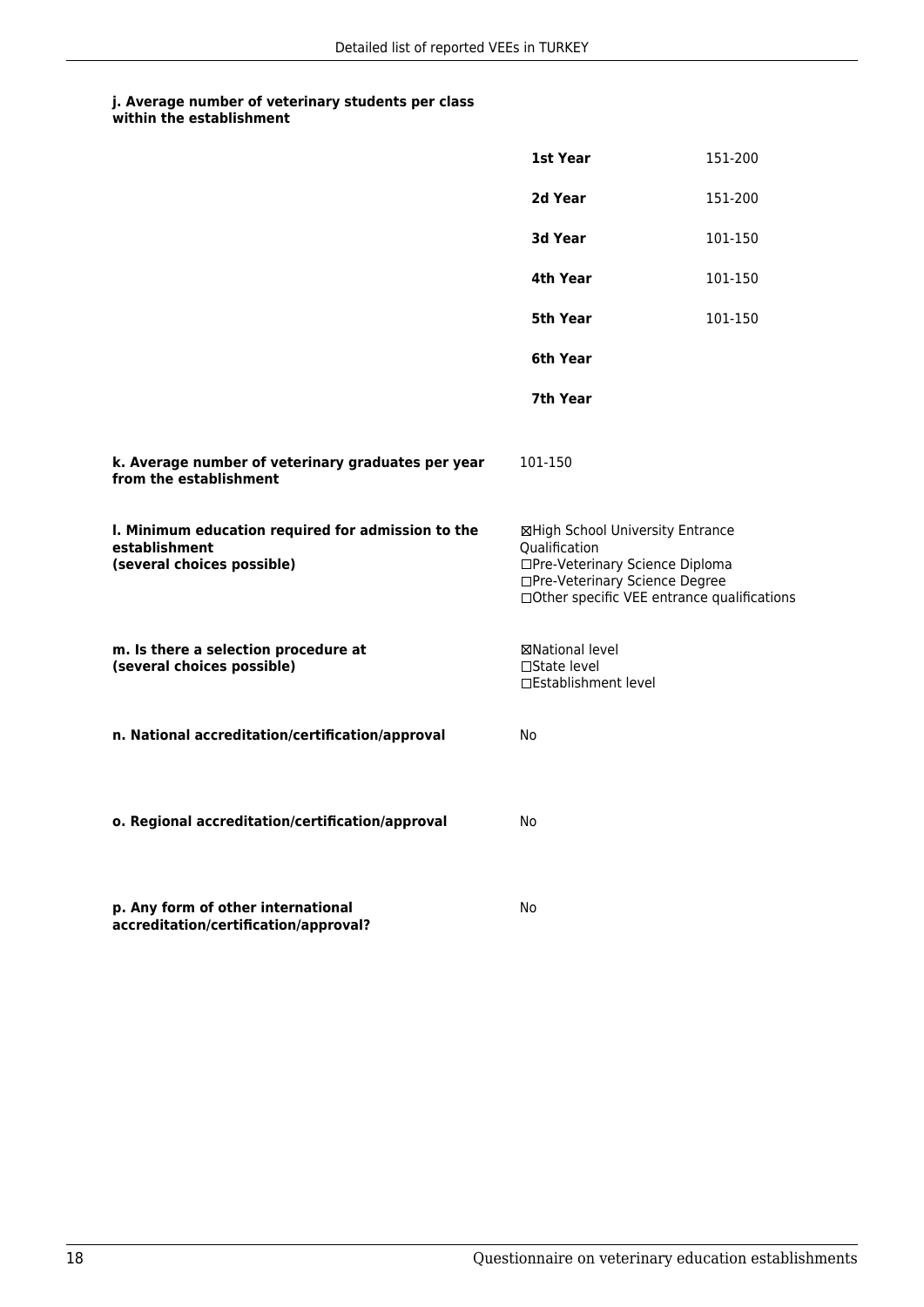**j. Average number of veterinary students per class within the establishment**

| | |
|---|---|
| **1st Year** | 151-200 |
| **2d Year** | 151-200 |
| **3d Year** | 101-150 |
| **4th Year** | 101-150 |
| **5th Year** | 101-150 |
| **6th Year** | |
| **7th Year** | |

**k. Average number of veterinary graduates per year from the establishment**

101-150

**l. Minimum education required for admission to the establishment (several choices possible)**

☒High School University Entrance Qualification
☐Pre-Veterinary Science Diploma
☐Pre-Veterinary Science Degree
☐Other specific VEE entrance qualifications

**m. Is there a selection procedure at (several choices possible)**

☒National level
☐State level
☐Establishment level

**n. National accreditation/certification/approval**

No

**o. Regional accreditation/certification/approval**

No

**p. Any form of other international accreditation/certification/approval?**

No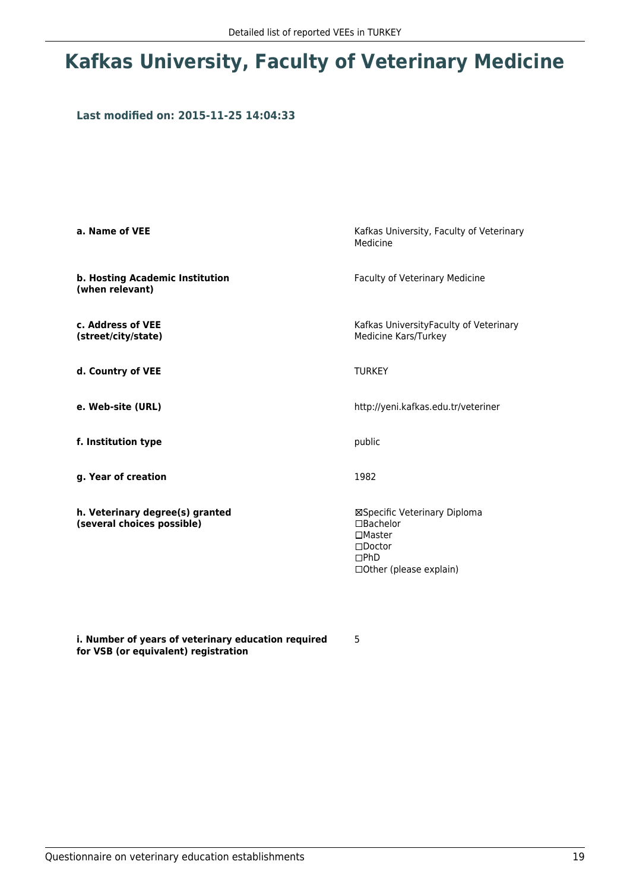# Kafkas University, Faculty of Veterinary Medicine

### Last modified on: 2015-11-25 14:04:33

| | |
|---|---|
| **a. Name of VEE** | Kafkas University, Faculty of Veterinary Medicine |
| **b. Hosting Academic Institution (when relevant)** | Faculty of Veterinary Medicine |
| **c. Address of VEE (street/city/state)** | Kafkas UniversityFaculty of Veterinary Medicine Kars/Turkey |
| **d. Country of VEE** | TURKEY |
| **e. Web-site (URL)** | http://yeni.kafkas.edu.tr/veteriner |
| **f. Institution type** | public |
| **g. Year of creation** | 1982 |
| **h. Veterinary degree(s) granted (several choices possible)** | ☒Specific Veterinary Diploma<br>☐Bachelor<br>☐Master<br>☐Doctor<br>☐PhD<br>☐Other (please explain) |
| **i. Number of years of veterinary education required for VSB (or equivalent) registration** | 5 |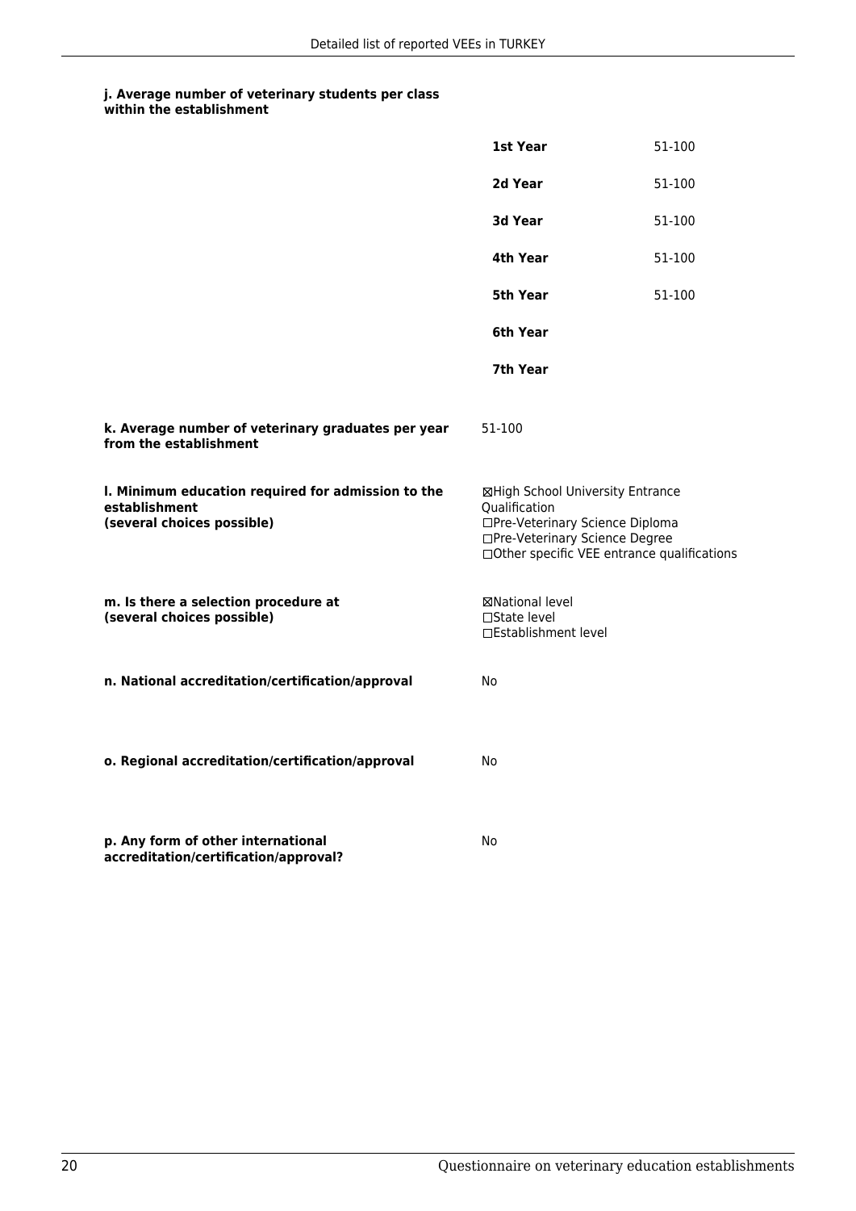**j. Average number of veterinary students per class within the establishment**

| | |
|---|---|
| **1st Year** | 51-100 |
| **2d Year** | 51-100 |
| **3d Year** | 51-100 |
| **4th Year** | 51-100 |
| **5th Year** | 51-100 |
| **6th Year** | |
| **7th Year** | |

**k. Average number of veterinary graduates per year from the establishment**

51-100

**l. Minimum education required for admission to the establishment (several choices possible)**

☒High School University Entrance Qualification
☐Pre-Veterinary Science Diploma
☐Pre-Veterinary Science Degree
☐Other specific VEE entrance qualifications

**m. Is there a selection procedure at (several choices possible)**

☒National level
☐State level
☐Establishment level

**n. National accreditation/certification/approval**

No

**o. Regional accreditation/certification/approval**

No

**p. Any form of other international accreditation/certification/approval?**

No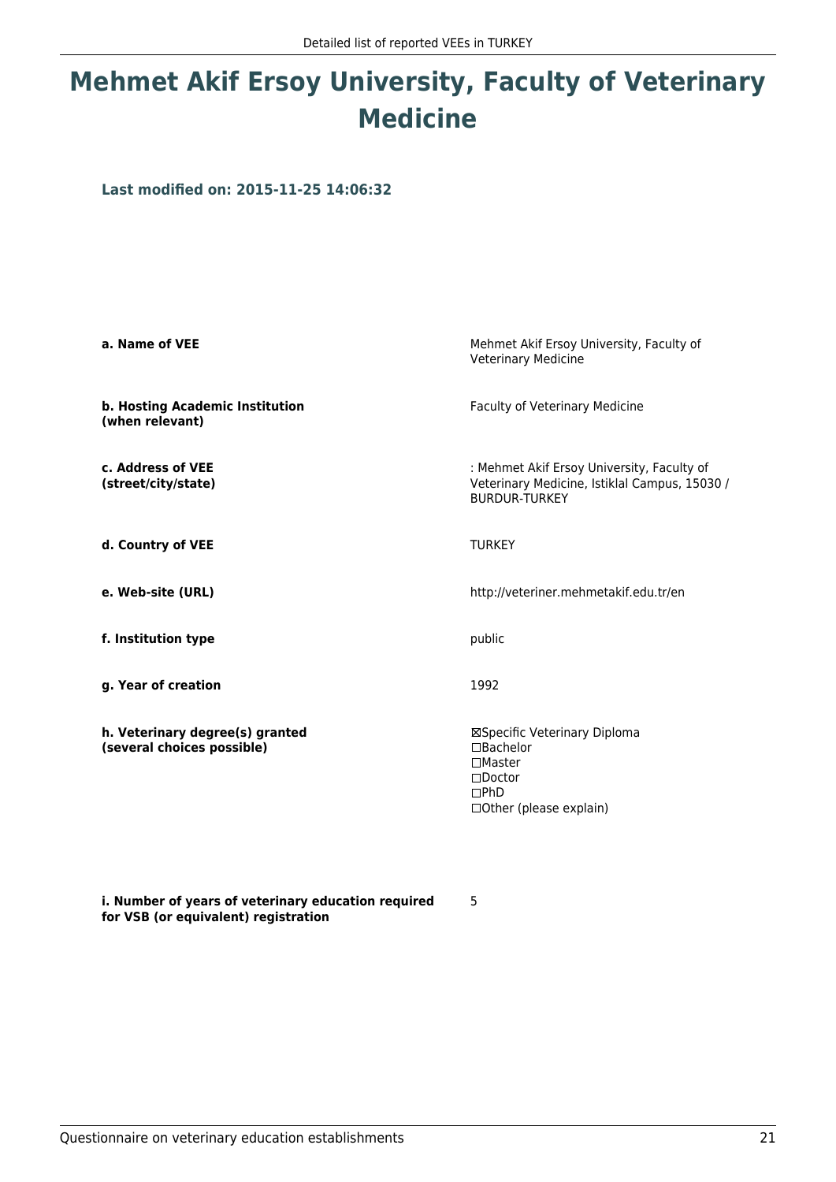# Mehmet Akif Ersoy University, Faculty of Veterinary Medicine

**Last modified on: 2015-11-25 14:06:32**

| | |
|---|---|
| **a. Name of VEE** | Mehmet Akif Ersoy University, Faculty of Veterinary Medicine |
| **b. Hosting Academic Institution (when relevant)** | Faculty of Veterinary Medicine |
| **c. Address of VEE (street/city/state)** | : Mehmet Akif Ersoy University, Faculty of Veterinary Medicine, Istiklal Campus, 15030 / BURDUR-TURKEY |
| **d. Country of VEE** | TURKEY |
| **e. Web-site (URL)** | http://veteriner.mehmetakif.edu.tr/en |
| **f. Institution type** | public |
| **g. Year of creation** | 1992 |
| **h. Veterinary degree(s) granted (several choices possible)** | ☒Specific Veterinary Diploma<br>☐Bachelor<br>☐Master<br>☐Doctor<br>☐PhD<br>☐Other (please explain) |
| **i. Number of years of veterinary education required for VSB (or equivalent) registration** | 5 |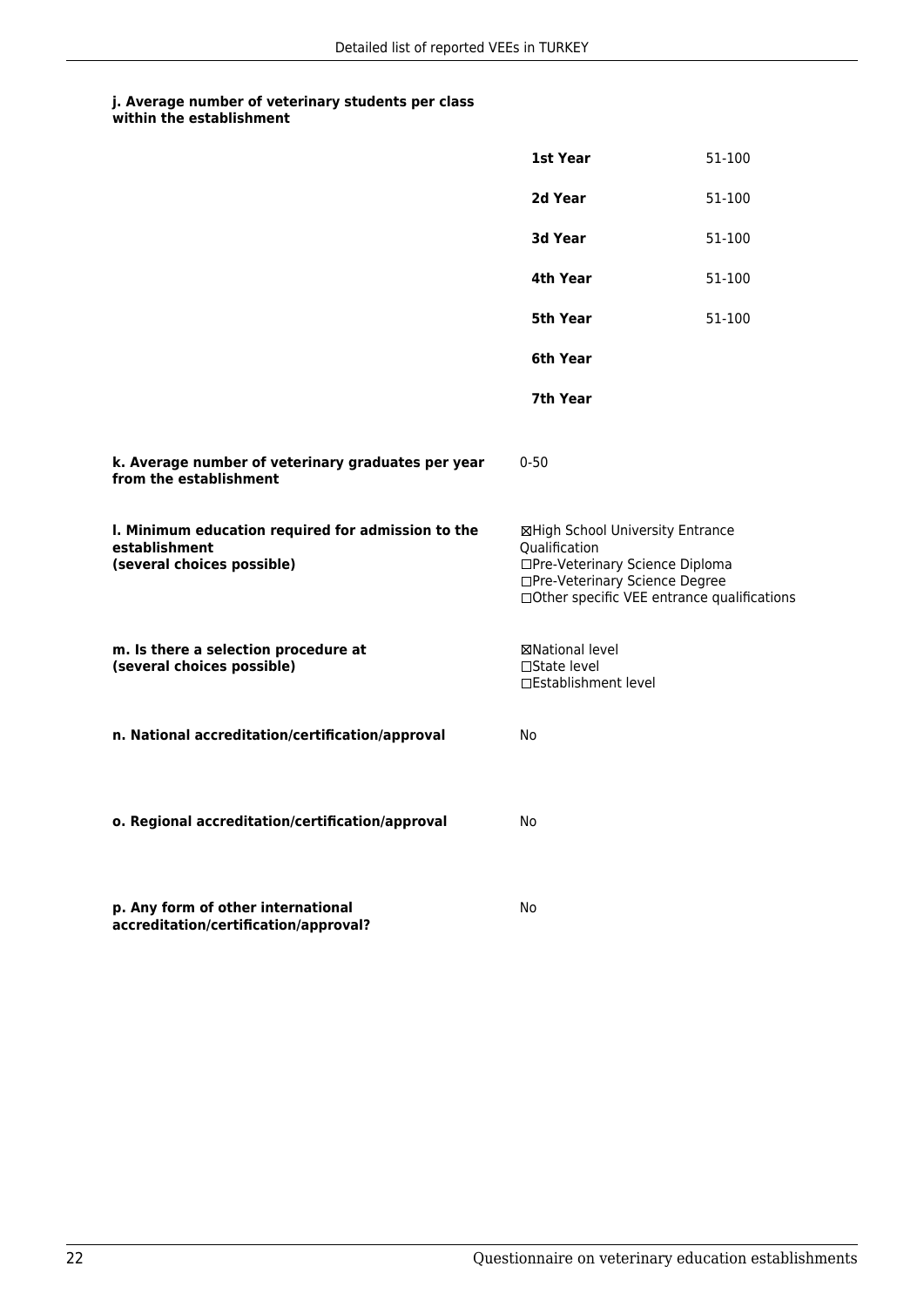**j. Average number of veterinary students per class within the establishment**

| | |
|---|---|
| **1st Year** | 51-100 |
| **2d Year** | 51-100 |
| **3d Year** | 51-100 |
| **4th Year** | 51-100 |
| **5th Year** | 51-100 |
| **6th Year** | |
| **7th Year** | |

**k. Average number of veterinary graduates per year from the establishment**

0-50

**l. Minimum education required for admission to the establishment (several choices possible)**

☒High School University Entrance Qualification
☐Pre-Veterinary Science Diploma
☐Pre-Veterinary Science Degree
☐Other specific VEE entrance qualifications

**m. Is there a selection procedure at (several choices possible)**

☒National level
☐State level
☐Establishment level

**n. National accreditation/certification/approval**

No

**o. Regional accreditation/certification/approval**

No

**p. Any form of other international accreditation/certification/approval?**

No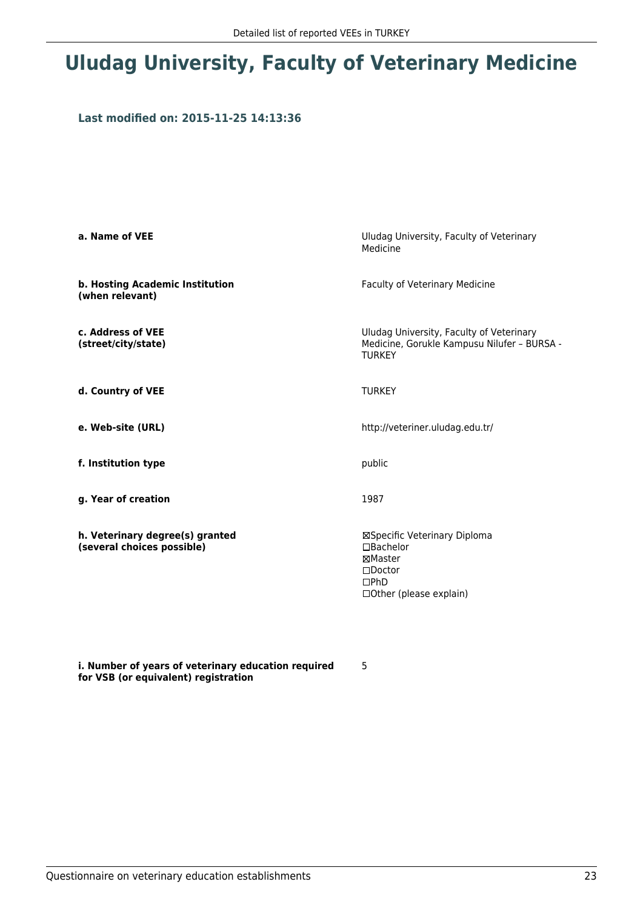# Uludag University, Faculty of Veterinary Medicine

**Last modified on: 2015-11-25 14:13:36**

| | |
|---|---|
| **a. Name of VEE** | Uludag University, Faculty of Veterinary Medicine |
| **b. Hosting Academic Institution (when relevant)** | Faculty of Veterinary Medicine |
| **c. Address of VEE (street/city/state)** | Uludag University, Faculty of Veterinary Medicine, Gorukle Kampusu Nilufer – BURSA - TURKEY |
| **d. Country of VEE** | TURKEY |
| **e. Web-site (URL)** | http://veteriner.uludag.edu.tr/ |
| **f. Institution type** | public |
| **g. Year of creation** | 1987 |
| **h. Veterinary degree(s) granted (several choices possible)** | ☒Specific Veterinary Diploma<br>☐Bachelor<br>☒Master<br>☐Doctor<br>☐PhD<br>☐Other (please explain) |
| **i. Number of years of veterinary education required for VSB (or equivalent) registration** | 5 |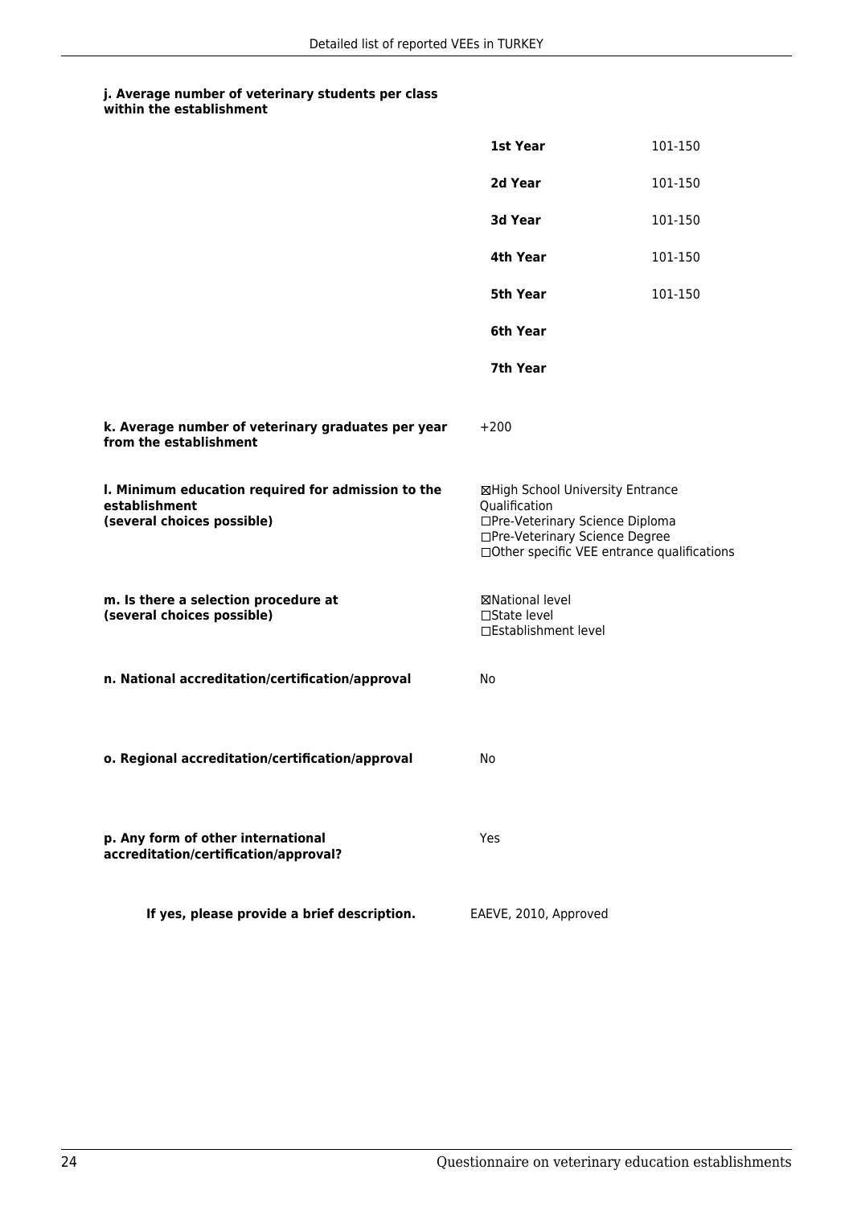**j. Average number of veterinary students per class within the establishment**

| | |
|---|---|
| **1st Year** | 101-150 |
| **2d Year** | 101-150 |
| **3d Year** | 101-150 |
| **4th Year** | 101-150 |
| **5th Year** | 101-150 |
| **6th Year** | |
| **7th Year** | |

**k. Average number of veterinary graduates per year from the establishment**

+200

**l. Minimum education required for admission to the establishment (several choices possible)**

☒High School University Entrance Qualification
☐Pre-Veterinary Science Diploma
☐Pre-Veterinary Science Degree
☐Other specific VEE entrance qualifications

**m. Is there a selection procedure at (several choices possible)**

☒National level
☐State level
☐Establishment level

**n. National accreditation/certification/approval**

No

**o. Regional accreditation/certification/approval**

No

**p. Any form of other international accreditation/certification/approval?**

Yes

**If yes, please provide a brief description.**

EAEVE, 2010, Approved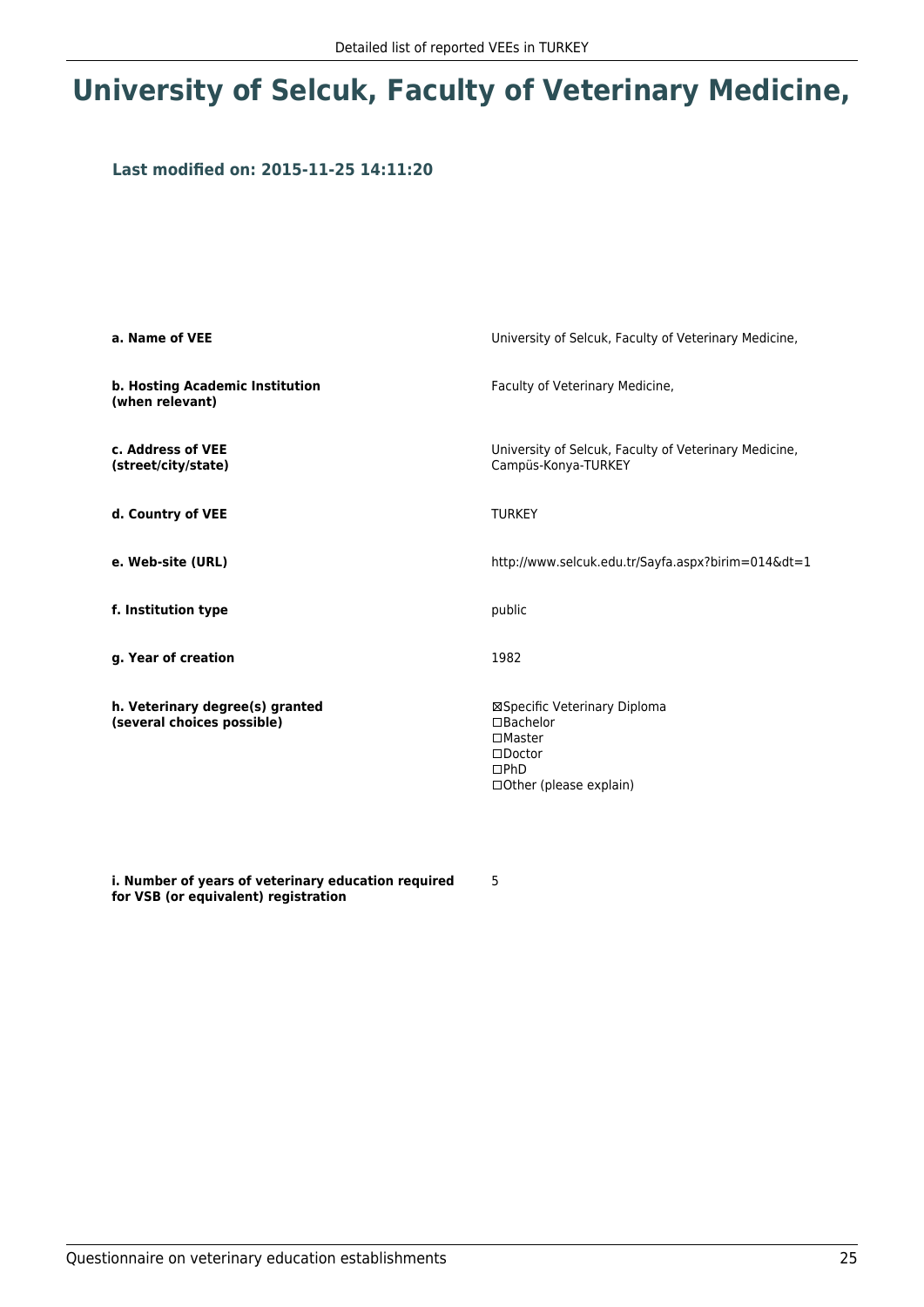# University of Selcuk, Faculty of Veterinary Medicine,

### Last modified on: 2015-11-25 14:11:20

| | |
|---|---|
| **a. Name of VEE** | University of Selcuk, Faculty of Veterinary Medicine, |
| **b. Hosting Academic Institution (when relevant)** | Faculty of Veterinary Medicine, |
| **c. Address of VEE (street/city/state)** | University of Selcuk, Faculty of Veterinary Medicine, Campüs-Konya-TURKEY |
| **d. Country of VEE** | TURKEY |
| **e. Web-site (URL)** | http://www.selcuk.edu.tr/Sayfa.aspx?birim=014&dt=1 |
| **f. Institution type** | public |
| **g. Year of creation** | 1982 |
| **h. Veterinary degree(s) granted (several choices possible)** | ☒Specific Veterinary Diploma<br>☐Bachelor<br>☐Master<br>☐Doctor<br>☐PhD<br>☐Other (please explain) |
| **i. Number of years of veterinary education required for VSB (or equivalent) registration** | 5 |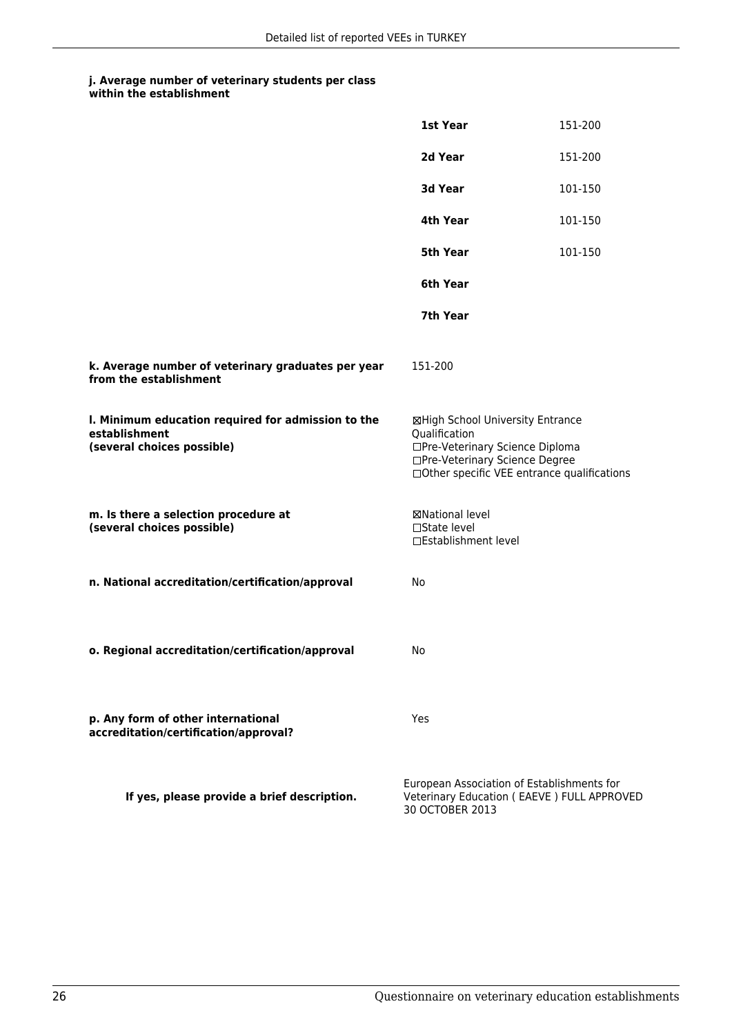**j. Average number of veterinary students per class within the establishment**

| | |
|---|---|
| **1st Year** | 151-200 |
| **2d Year** | 151-200 |
| **3d Year** | 101-150 |
| **4th Year** | 101-150 |
| **5th Year** | 101-150 |
| **6th Year** | |
| **7th Year** | |

**k. Average number of veterinary graduates per year from the establishment**

151-200

**l. Minimum education required for admission to the establishment (several choices possible)**

☒High School University Entrance Qualification
☐Pre-Veterinary Science Diploma
☐Pre-Veterinary Science Degree
☐Other specific VEE entrance qualifications

**m. Is there a selection procedure at (several choices possible)**

☒National level
☐State level
☐Establishment level

**n. National accreditation/certification/approval**

No

**o. Regional accreditation/certification/approval**

No

**p. Any form of other international accreditation/certification/approval?**

Yes

**If yes, please provide a brief description.**

European Association of Establishments for Veterinary Education ( EAEVE ) FULL APPROVED 30 OCTOBER 2013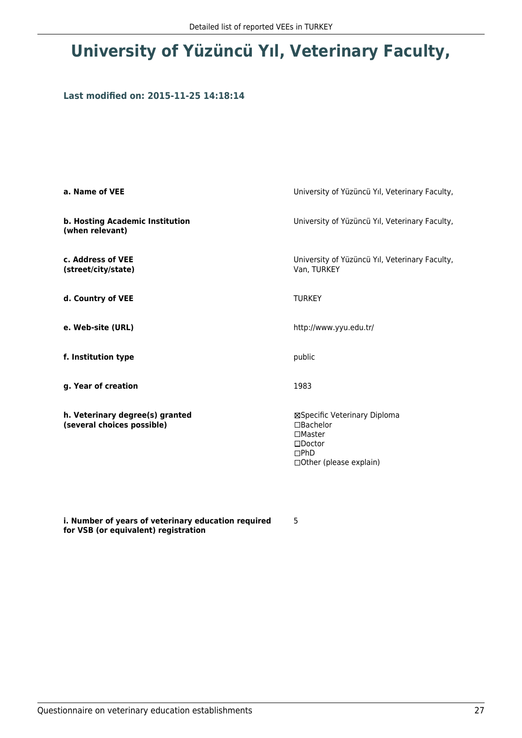# University of Yüzüncü Yıl, Veterinary Faculty,

### Last modified on: 2015-11-25 14:18:14

| | |
|---|---|
| **a. Name of VEE** | University of Yüzüncü Yıl, Veterinary Faculty, |
| **b. Hosting Academic Institution (when relevant)** | University of Yüzüncü Yıl, Veterinary Faculty, |
| **c. Address of VEE (street/city/state)** | University of Yüzüncü Yıl, Veterinary Faculty, Van, TURKEY |
| **d. Country of VEE** | TURKEY |
| **e. Web-site (URL)** | http://www.yyu.edu.tr/ |
| **f. Institution type** | public |
| **g. Year of creation** | 1983 |
| **h. Veterinary degree(s) granted (several choices possible)** | ☒Specific Veterinary Diploma<br>☐Bachelor<br>☐Master<br>☐Doctor<br>☐PhD<br>☐Other (please explain) |
| **i. Number of years of veterinary education required for VSB (or equivalent) registration** | 5 |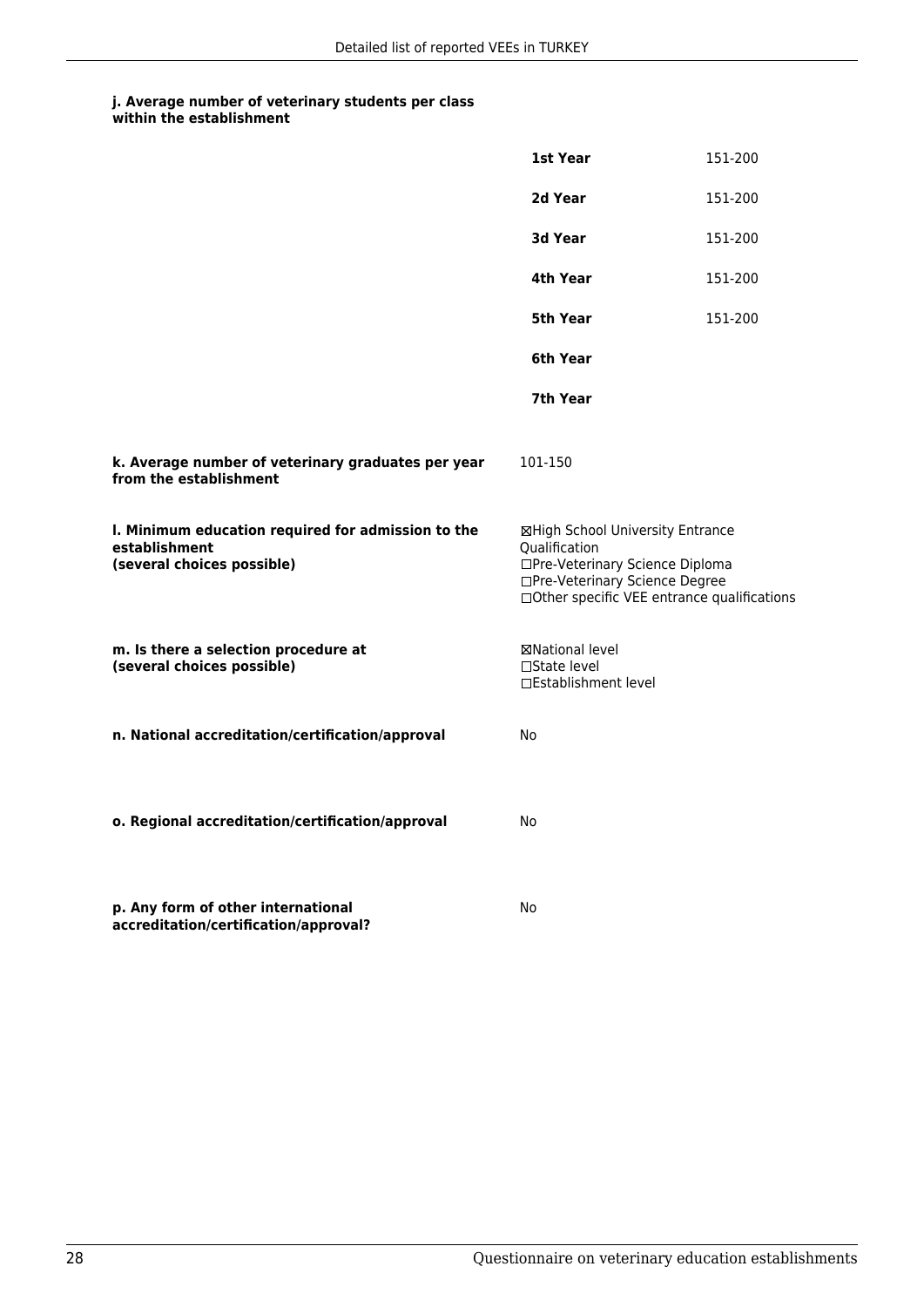**j. Average number of veterinary students per class within the establishment**

| | |
|---|---|
| **1st Year** | 151-200 |
| **2d Year** | 151-200 |
| **3d Year** | 151-200 |
| **4th Year** | 151-200 |
| **5th Year** | 151-200 |
| **6th Year** | |
| **7th Year** | |

**k. Average number of veterinary graduates per year from the establishment**

101-150

**l. Minimum education required for admission to the establishment (several choices possible)**

☒High School University Entrance Qualification
☐Pre-Veterinary Science Diploma
☐Pre-Veterinary Science Degree
☐Other specific VEE entrance qualifications

**m. Is there a selection procedure at (several choices possible)**

☒National level
☐State level
☐Establishment level

**n. National accreditation/certification/approval**

No

**o. Regional accreditation/certification/approval**

No

**p. Any form of other international accreditation/certification/approval?**

No